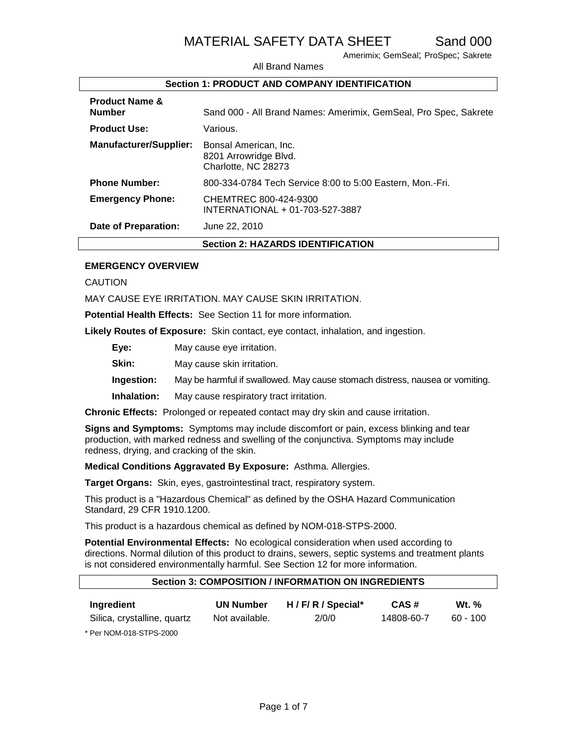# MATERIAL SAFETY DATA SHEET Sand 000

Amerimix; GemSeal; ProSpec; Sakrete

All Brand Names

## Section 1: PRODUCT AND COMPANY IDENTIFICATION

| | |
|---|---|
| **Product Name & Number** | Sand 000 - All Brand Names: Amerimix, GemSeal, Pro Spec, Sakrete |
| **Product Use:** | Various. |
| **Manufacturer/Supplier:** | Bonsal American, Inc.<br>8201 Arrowridge Blvd.<br>Charlotte, NC 28273 |
| **Phone Number:** | 800-334-0784 Tech Service 8:00 to 5:00 Eastern, Mon.-Fri. |
| **Emergency Phone:** | CHEMTREC 800-424-9300<br>INTERNATIONAL + 01-703-527-3887 |
| **Date of Preparation:** | June 22, 2010 |

## Section 2: HAZARDS IDENTIFICATION

**EMERGENCY OVERVIEW**

CAUTION

MAY CAUSE EYE IRRITATION. MAY CAUSE SKIN IRRITATION.

**Potential Health Effects:** See Section 11 for more information.

**Likely Routes of Exposure:** Skin contact, eye contact, inhalation, and ingestion.

- **Eye:** May cause eye irritation.
- **Skin:** May cause skin irritation.
- **Ingestion:** May be harmful if swallowed. May cause stomach distress, nausea or vomiting.
- **Inhalation:** May cause respiratory tract irritation.

**Chronic Effects:** Prolonged or repeated contact may dry skin and cause irritation.

**Signs and Symptoms:** Symptoms may include discomfort or pain, excess blinking and tear production, with marked redness and swelling of the conjunctiva. Symptoms may include redness, drying, and cracking of the skin.

**Medical Conditions Aggravated By Exposure:** Asthma. Allergies.

**Target Organs:** Skin, eyes, gastrointestinal tract, respiratory system.

This product is a "Hazardous Chemical" as defined by the OSHA Hazard Communication Standard, 29 CFR 1910.1200.

This product is a hazardous chemical as defined by NOM-018-STPS-2000.

**Potential Environmental Effects:** No ecological consideration when used according to directions. Normal dilution of this product to drains, sewers, septic systems and treatment plants is not considered environmentally harmful. See Section 12 for more information.

## Section 3: COMPOSITION / INFORMATION ON INGREDIENTS

| Ingredient | UN Number | H / F/ R / Special* | CAS # | Wt. % |
|---|---|---|---|---|
| Silica, crystalline, quartz | Not available. | 2/0/0 | 14808-60-7 | 60 - 100 |

\* Per NOM-018-STPS-2000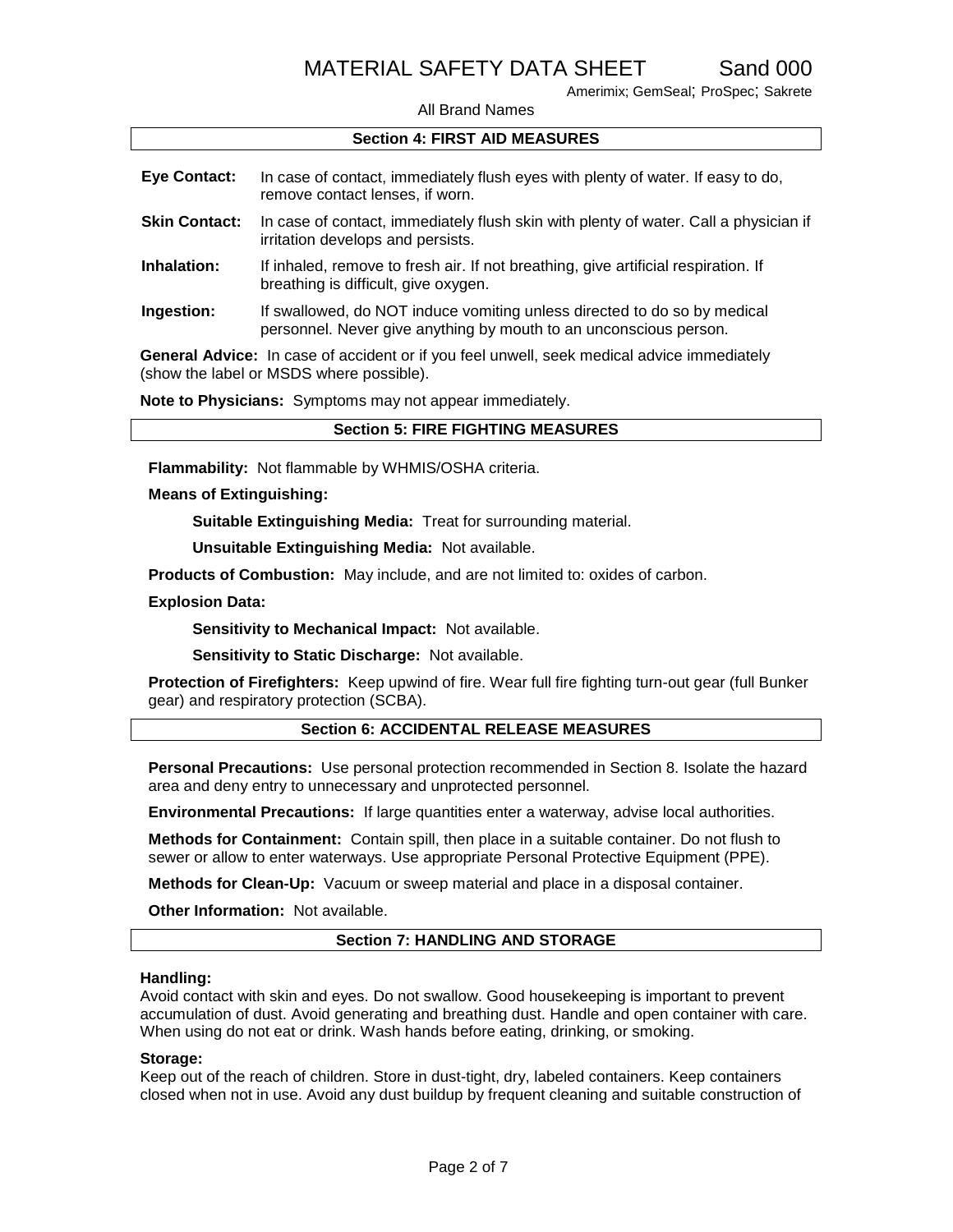## Section 4: FIRST AID MEASURES

**Eye Contact:** In case of contact, immediately flush eyes with plenty of water. If easy to do, remove contact lenses, if worn.

**Skin Contact:** In case of contact, immediately flush skin with plenty of water. Call a physician if irritation develops and persists.

**Inhalation:** If inhaled, remove to fresh air. If not breathing, give artificial respiration. If breathing is difficult, give oxygen.

**Ingestion:** If swallowed, do NOT induce vomiting unless directed to do so by medical personnel. Never give anything by mouth to an unconscious person.

**General Advice:** In case of accident or if you feel unwell, seek medical advice immediately (show the label or MSDS where possible).

**Note to Physicians:** Symptoms may not appear immediately.

## Section 5: FIRE FIGHTING MEASURES

**Flammability:** Not flammable by WHMIS/OSHA criteria.

**Means of Extinguishing:**

**Suitable Extinguishing Media:** Treat for surrounding material.

**Unsuitable Extinguishing Media:** Not available.

**Products of Combustion:** May include, and are not limited to: oxides of carbon.

**Explosion Data:**

**Sensitivity to Mechanical Impact:** Not available.

**Sensitivity to Static Discharge:** Not available.

**Protection of Firefighters:** Keep upwind of fire. Wear full fire fighting turn-out gear (full Bunker gear) and respiratory protection (SCBA).

## Section 6: ACCIDENTAL RELEASE MEASURES

**Personal Precautions:** Use personal protection recommended in Section 8. Isolate the hazard area and deny entry to unnecessary and unprotected personnel.

**Environmental Precautions:** If large quantities enter a waterway, advise local authorities.

**Methods for Containment:** Contain spill, then place in a suitable container. Do not flush to sewer or allow to enter waterways. Use appropriate Personal Protective Equipment (PPE).

**Methods for Clean-Up:** Vacuum or sweep material and place in a disposal container.

**Other Information:** Not available.

## Section 7: HANDLING AND STORAGE

**Handling:**
Avoid contact with skin and eyes. Do not swallow. Good housekeeping is important to prevent accumulation of dust. Avoid generating and breathing dust. Handle and open container with care. When using do not eat or drink. Wash hands before eating, drinking, or smoking.

**Storage:**
Keep out of the reach of children. Store in dust-tight, dry, labeled containers. Keep containers closed when not in use. Avoid any dust buildup by frequent cleaning and suitable construction of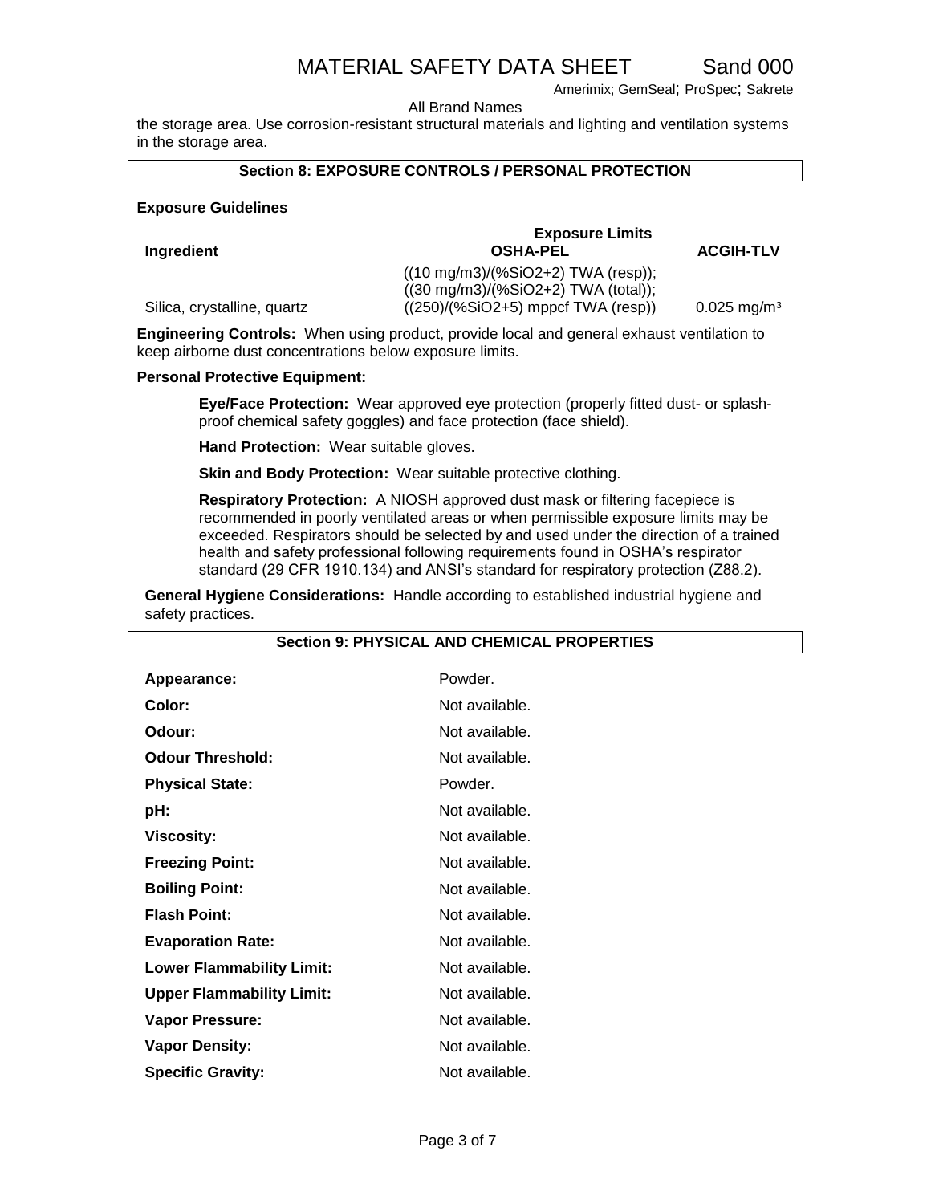the storage area. Use corrosion-resistant structural materials and lighting and ventilation systems in the storage area.

## Section 8: EXPOSURE CONTROLS / PERSONAL PROTECTION

**Exposure Guidelines**

| Ingredient | Exposure Limits OSHA-PEL | ACGIH-TLV |
|---|---|---|
| Silica, crystalline, quartz | ((10 mg/m3)/(%SiO2+2) TWA (resp)); ((30 mg/m3)/(%SiO2+2) TWA (total)); ((250)/(%SiO2+5) mppcf TWA (resp)) | 0.025 mg/m$^3$ |

**Engineering Controls:** When using product, provide local and general exhaust ventilation to keep airborne dust concentrations below exposure limits.

**Personal Protective Equipment:**

**Eye/Face Protection:** Wear approved eye protection (properly fitted dust- or splash-proof chemical safety goggles) and face protection (face shield).

**Hand Protection:** Wear suitable gloves.

**Skin and Body Protection:** Wear suitable protective clothing.

**Respiratory Protection:** A NIOSH approved dust mask or filtering facepiece is recommended in poorly ventilated areas or when permissible exposure limits may be exceeded. Respirators should be selected by and used under the direction of a trained health and safety professional following requirements found in OSHA's respirator standard (29 CFR 1910.134) and ANSI's standard for respiratory protection (Z88.2).

**General Hygiene Considerations:** Handle according to established industrial hygiene and safety practices.

## Section 9: PHYSICAL AND CHEMICAL PROPERTIES

| | |
|---|---|
| **Appearance:** | Powder. |
| **Color:** | Not available. |
| **Odour:** | Not available. |
| **Odour Threshold:** | Not available. |
| **Physical State:** | Powder. |
| **pH:** | Not available. |
| **Viscosity:** | Not available. |
| **Freezing Point:** | Not available. |
| **Boiling Point:** | Not available. |
| **Flash Point:** | Not available. |
| **Evaporation Rate:** | Not available. |
| **Lower Flammability Limit:** | Not available. |
| **Upper Flammability Limit:** | Not available. |
| **Vapor Pressure:** | Not available. |
| **Vapor Density:** | Not available. |
| **Specific Gravity:** | Not available. |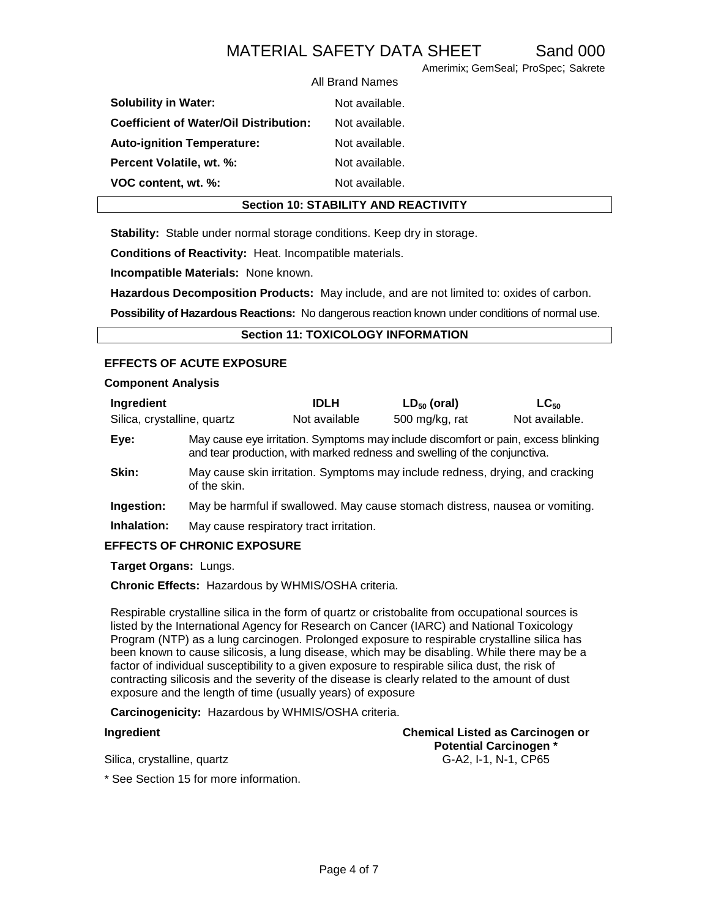| | |
|---|---|
| **Solubility in Water:** | Not available. |
| **Coefficient of Water/Oil Distribution:** | Not available. |
| **Auto-ignition Temperature:** | Not available. |
| **Percent Volatile, wt. %:** | Not available. |
| **VOC content, wt. %:** | Not available. |

## Section 10: STABILITY AND REACTIVITY

**Stability:** Stable under normal storage conditions. Keep dry in storage.

**Conditions of Reactivity:** Heat. Incompatible materials.

**Incompatible Materials:** None known.

**Hazardous Decomposition Products:** May include, and are not limited to: oxides of carbon.

**Possibility of Hazardous Reactions:** No dangerous reaction known under conditions of normal use.

## Section 11: TOXICOLOGY INFORMATION

### EFFECTS OF ACUTE EXPOSURE

**Component Analysis**

| Ingredient | IDLH | $LD_{50}$ (oral) | $LC_{50}$ |
|---|---|---|---|
| Silica, crystalline, quartz | Not available | 500 mg/kg, rat | Not available. |

**Eye:** May cause eye irritation. Symptoms may include discomfort or pain, excess blinking and tear production, with marked redness and swelling of the conjunctiva.

**Skin:** May cause skin irritation. Symptoms may include redness, drying, and cracking of the skin.

**Ingestion:** May be harmful if swallowed. May cause stomach distress, nausea or vomiting.

**Inhalation:** May cause respiratory tract irritation.

### EFFECTS OF CHRONIC EXPOSURE

**Target Organs:** Lungs.

**Chronic Effects:** Hazardous by WHMIS/OSHA criteria.

Respirable crystalline silica in the form of quartz or cristobalite from occupational sources is listed by the International Agency for Research on Cancer (IARC) and National Toxicology Program (NTP) as a lung carcinogen. Prolonged exposure to respirable crystalline silica has been known to cause silicosis, a lung disease, which may be disabling. While there may be a factor of individual susceptibility to a given exposure to respirable silica dust, the risk of contracting silicosis and the severity of the disease is clearly related to the amount of dust exposure and the length of time (usually years) of exposure

**Carcinogenicity:** Hazardous by WHMIS/OSHA criteria.

| Ingredient | Chemical Listed as Carcinogen or Potential Carcinogen * |
|---|---|
| Silica, crystalline, quartz | G-A2, I-1, N-1, CP65 |

* See Section 15 for more information.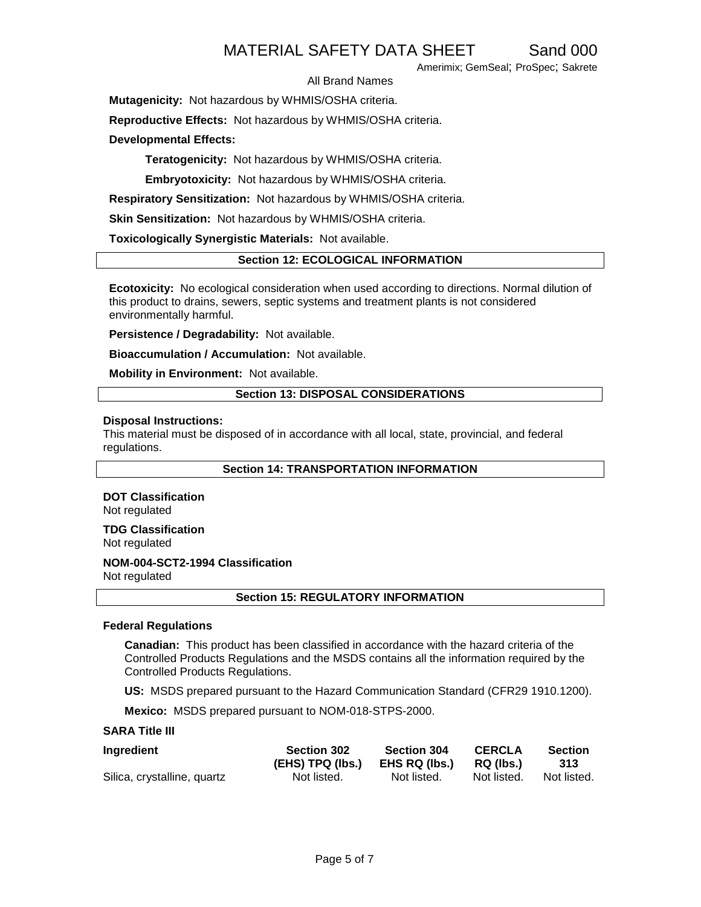**Mutagenicity:** Not hazardous by WHMIS/OSHA criteria.

**Reproductive Effects:** Not hazardous by WHMIS/OSHA criteria.

**Developmental Effects:**

**Teratogenicity:** Not hazardous by WHMIS/OSHA criteria.

**Embryotoxicity:** Not hazardous by WHMIS/OSHA criteria.

**Respiratory Sensitization:** Not hazardous by WHMIS/OSHA criteria.

**Skin Sensitization:** Not hazardous by WHMIS/OSHA criteria.

**Toxicologically Synergistic Materials:** Not available.

## Section 12: ECOLOGICAL INFORMATION

**Ecotoxicity:** No ecological consideration when used according to directions. Normal dilution of this product to drains, sewers, septic systems and treatment plants is not considered environmentally harmful.

**Persistence / Degradability:** Not available.

**Bioaccumulation / Accumulation:** Not available.

**Mobility in Environment:** Not available.

## Section 13: DISPOSAL CONSIDERATIONS

**Disposal Instructions:**
This material must be disposed of in accordance with all local, state, provincial, and federal regulations.

## Section 14: TRANSPORTATION INFORMATION

**DOT Classification**
Not regulated

**TDG Classification**
Not regulated

**NOM-004-SCT2-1994 Classification**
Not regulated

## Section 15: REGULATORY INFORMATION

**Federal Regulations**

**Canadian:** This product has been classified in accordance with the hazard criteria of the Controlled Products Regulations and the MSDS contains all the information required by the Controlled Products Regulations.

**US:** MSDS prepared pursuant to the Hazard Communication Standard (CFR29 1910.1200).

**Mexico:** MSDS prepared pursuant to NOM-018-STPS-2000.

**SARA Title III**

| Ingredient | Section 302 (EHS) TPQ (lbs.) | Section 304 EHS RQ (lbs.) | CERCLA RQ (lbs.) | Section 313 |
|---|---|---|---|---|
| Silica, crystalline, quartz | Not listed. | Not listed. | Not listed. | Not listed. |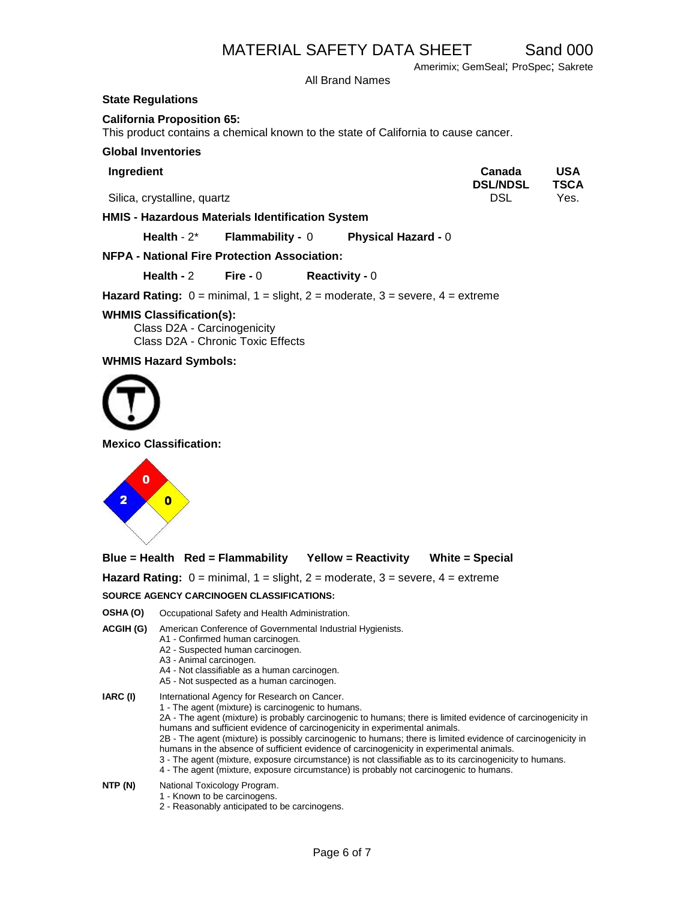## State Regulations

### California Proposition 65:

This product contains a chemical known to the state of California to cause cancer.

### Global Inventories

| Ingredient | Canada DSL/NDSL | USA TSCA |
|---|---|---|
| Silica, crystalline, quartz | DSL | Yes. |

### HMIS - Hazardous Materials Identification System

**Health** - 2* **Flammability -** 0 **Physical Hazard -** 0

### NFPA - National Fire Protection Association:

**Health -** 2 **Fire -** 0 **Reactivity -** 0

**Hazard Rating:** 0 = minimal, 1 = slight, 2 = moderate, 3 = severe, 4 = extreme

### WHMIS Classification(s):

Class D2A - Carcinogenicity
Class D2A - Chronic Toxic Effects

### WHMIS Hazard Symbols:

### Mexico Classification:

**Blue = Health** **Red = Flammability** **Yellow = Reactivity** **White = Special**

**Hazard Rating:** 0 = minimal, 1 = slight, 2 = moderate, 3 = severe, 4 = extreme

**SOURCE AGENCY CARCINOGEN CLASSIFICATIONS:**

**OSHA (O)** Occupational Safety and Health Administration.

**ACGIH (G)** American Conference of Governmental Industrial Hygienists.
- A1 - Confirmed human carcinogen.
- A2 - Suspected human carcinogen.
- A3 - Animal carcinogen.
- A4 - Not classifiable as a human carcinogen.
- A5 - Not suspected as a human carcinogen.

**IARC (I)** International Agency for Research on Cancer.
- 1 - The agent (mixture) is carcinogenic to humans.
- 2A - The agent (mixture) is probably carcinogenic to humans; there is limited evidence of carcinogenicity in humans and sufficient evidence of carcinogenicity in experimental animals.
- 2B - The agent (mixture) is possibly carcinogenic to humans; there is limited evidence of carcinogenicity in humans in the absence of sufficient evidence of carcinogenicity in experimental animals.
- 3 - The agent (mixture, exposure circumstance) is not classifiable as to its carcinogenicity to humans.
- 4 - The agent (mixture, exposure circumstance) is probably not carcinogenic to humans.

**NTP (N)** National Toxicology Program.
- 1 - Known to be carcinogens.
- 2 - Reasonably anticipated to be carcinogens.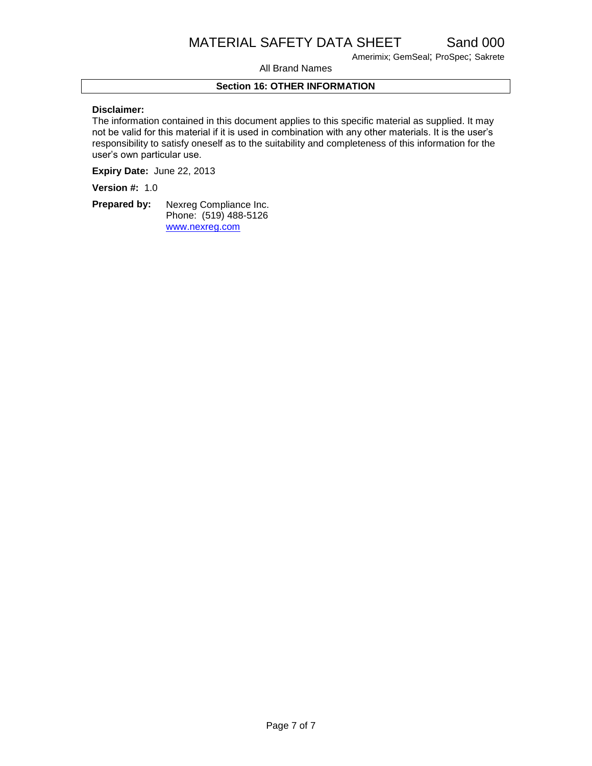## Section 16: OTHER INFORMATION

**Disclaimer:**

The information contained in this document applies to this specific material as supplied. It may not be valid for this material if it is used in combination with any other materials. It is the user's responsibility to satisfy oneself as to the suitability and completeness of this information for the user's own particular use.

**Expiry Date:** June 22, 2013

**Version #:** 1.0

**Prepared by:** Nexreg Compliance Inc.
Phone: (519) 488-5126
www.nexreg.com